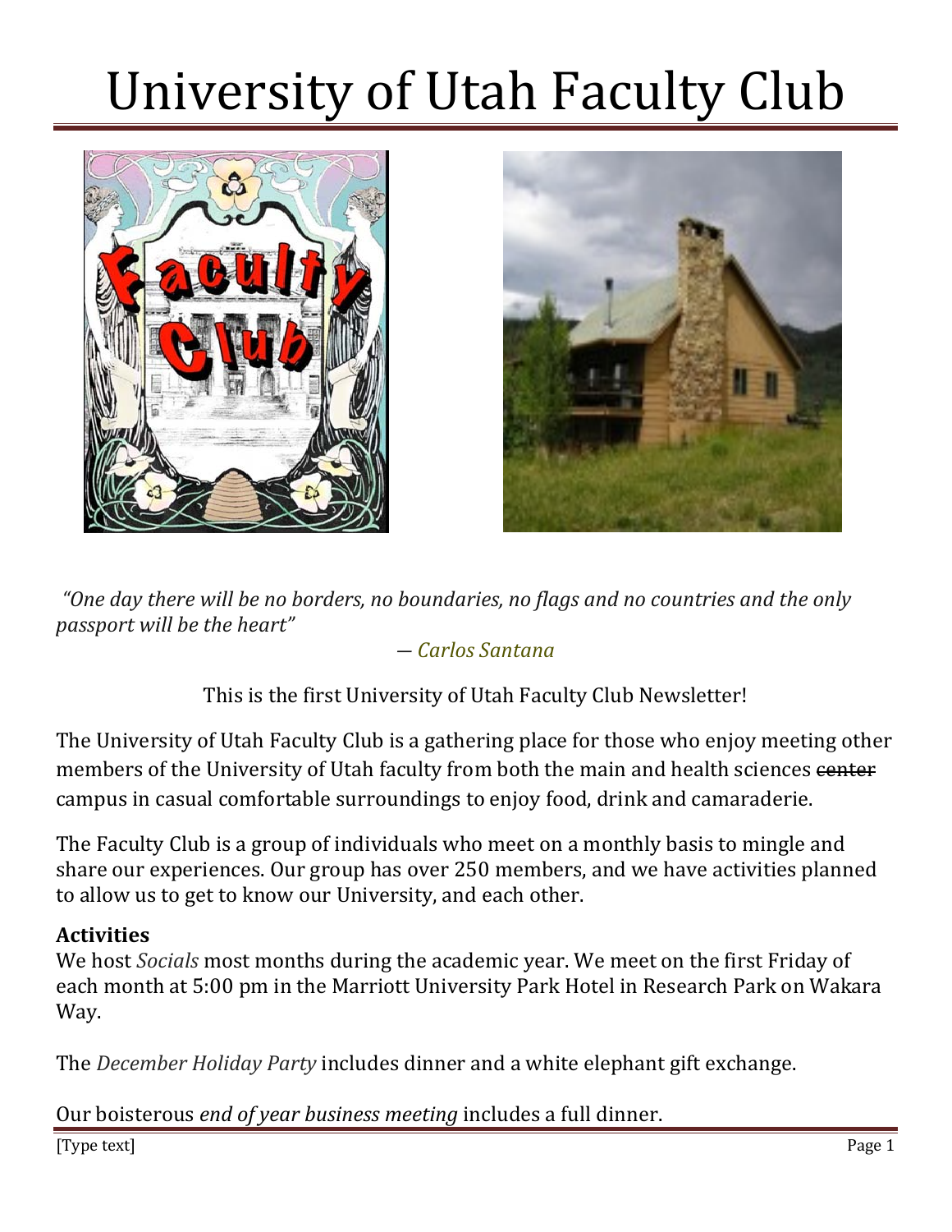# University of Utah Faculty Club

*"One day there will be no borders, no boundaries, no flags and no countries and the only passport will be the heart"*

— *Carlos Santana*

This is the first University of Utah Faculty Club Newsletter!

The University of Utah Faculty Club is a gathering place for those who enjoy meeting other members of the University of Utah faculty from both the main and health sciences ~~center~~ campus in casual comfortable surroundings to enjoy food, drink and camaraderie.

The Faculty Club is a group of individuals who meet on a monthly basis to mingle and share our experiences. Our group has over 250 members, and we have activities planned to allow us to get to know our University, and each other.

**Activities**

We host *Socials* most months during the academic year. We meet on the first Friday of each month at 5:00 pm in the Marriott University Park Hotel in Research Park on Wakara Way.

The *December Holiday Party* includes dinner and a white elephant gift exchange.

Our boisterous *end of year business meeting* includes a full dinner.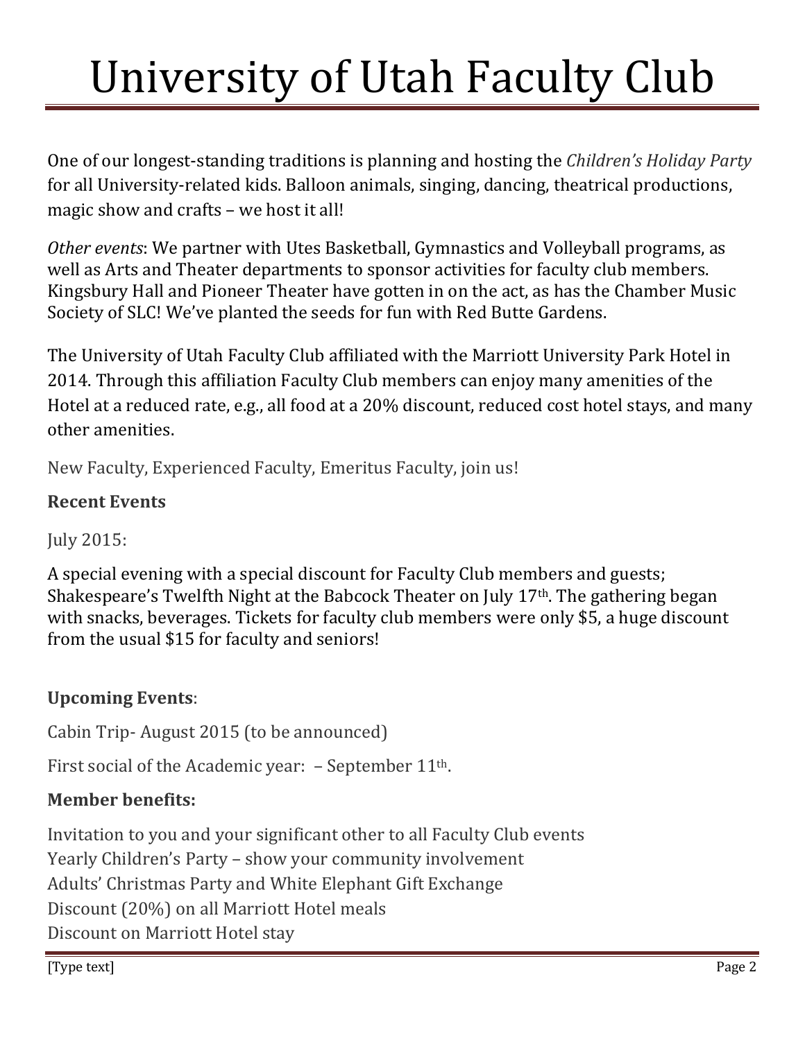# University of Utah Faculty Club

One of our longest-standing traditions is planning and hosting the *Children's Holiday Party* for all University-related kids. Balloon animals, singing, dancing, theatrical productions, magic show and crafts – we host it all!

*Other events*: We partner with Utes Basketball, Gymnastics and Volleyball programs, as well as Arts and Theater departments to sponsor activities for faculty club members. Kingsbury Hall and Pioneer Theater have gotten in on the act, as has the Chamber Music Society of SLC! We've planted the seeds for fun with Red Butte Gardens.

The University of Utah Faculty Club affiliated with the Marriott University Park Hotel in 2014. Through this affiliation Faculty Club members can enjoy many amenities of the Hotel at a reduced rate, e.g., all food at a 20% discount, reduced cost hotel stays, and many other amenities.

New Faculty, Experienced Faculty, Emeritus Faculty, join us!

**Recent Events**

July 2015:

A special evening with a special discount for Faculty Club members and guests; Shakespeare's Twelfth Night at the Babcock Theater on July 17th. The gathering began with snacks, beverages. Tickets for faculty club members were only $5, a huge discount from the usual $15 for faculty and seniors!

**Upcoming Events**:

Cabin Trip- August 2015 (to be announced)

First social of the Academic year: – September 11th.

**Member benefits:**

Invitation to you and your significant other to all Faculty Club events
Yearly Children's Party – show your community involvement
Adults' Christmas Party and White Elephant Gift Exchange
Discount (20%) on all Marriott Hotel meals
Discount on Marriott Hotel stay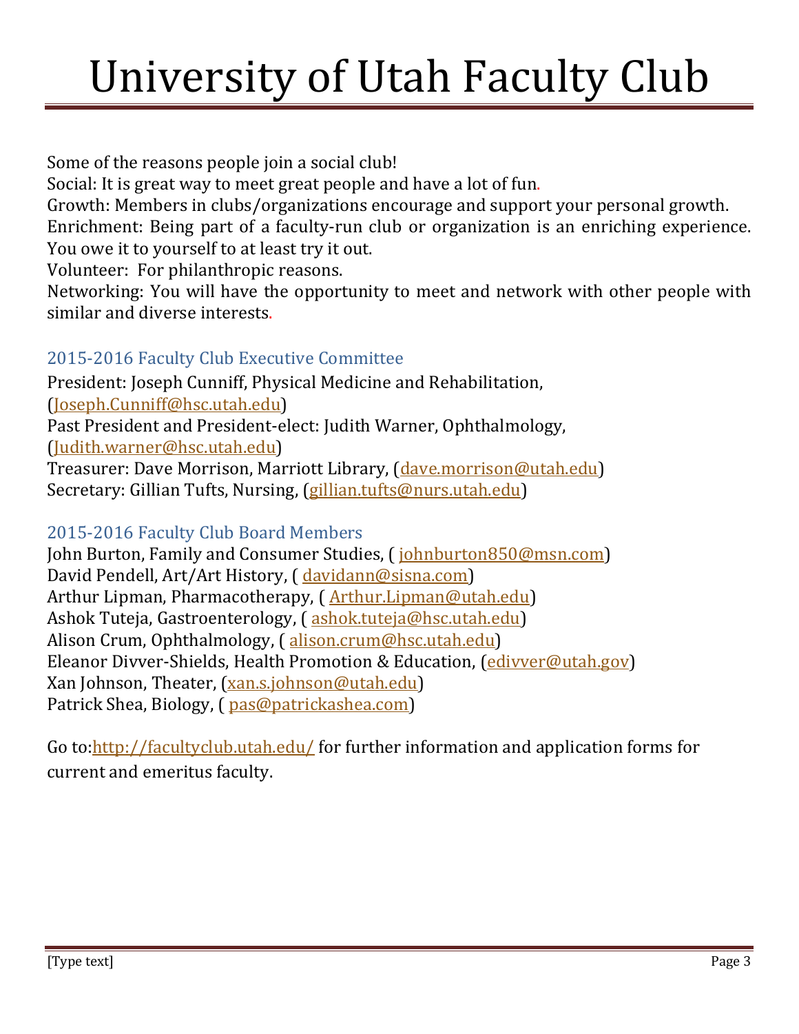# University of Utah Faculty Club

Some of the reasons people join a social club!
Social: It is great way to meet great people and have a lot of fun.
Growth: Members in clubs/organizations encourage and support your personal growth.
Enrichment: Being part of a faculty-run club or organization is an enriching experience. You owe it to yourself to at least try it out.
Volunteer: For philanthropic reasons.
Networking: You will have the opportunity to meet and network with other people with similar and diverse interests.

## 2015-2016 Faculty Club Executive Committee

President: Joseph Cunniff, Physical Medicine and Rehabilitation, (Joseph.Cunniff@hsc.utah.edu)
Past President and President-elect: Judith Warner, Ophthalmology, (Judith.warner@hsc.utah.edu)
Treasurer: Dave Morrison, Marriott Library, (dave.morrison@utah.edu)
Secretary: Gillian Tufts, Nursing, (gillian.tufts@nurs.utah.edu)

## 2015-2016 Faculty Club Board Members

John Burton, Family and Consumer Studies, ( johnburton850@msn.com)
David Pendell, Art/Art History, ( davidann@sisna.com)
Arthur Lipman, Pharmacotherapy, ( Arthur.Lipman@utah.edu)
Ashok Tuteja, Gastroenterology, ( ashok.tuteja@hsc.utah.edu)
Alison Crum, Ophthalmology, ( alison.crum@hsc.utah.edu)
Eleanor Divver-Shields, Health Promotion & Education, (edivver@utah.gov)
Xan Johnson, Theater, (xan.s.johnson@utah.edu)
Patrick Shea, Biology, ( pas@patrickashea.com)

Go to:http://facultyclub.utah.edu/ for further information and application forms for current and emeritus faculty.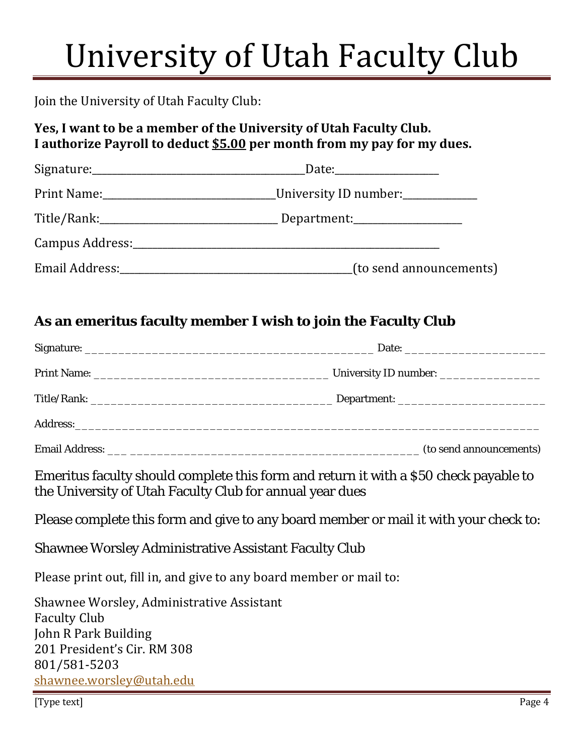# University of Utah Faculty Club

Join the University of Utah Faculty Club:

**Yes, I want to be a member of the University of Utah Faculty Club.**
**I authorize Payroll to deduct $5.00 per month from my pay for my dues.**

Signature:________________________________________Date:____________________

Print Name:________________________________University ID number:______________

Title/Rank:_________________________________ Department:_____________________

Campus Address:__________________________________________________________

Email Address:___________________________________________(to send announcements)

### As an emeritus faculty member I wish to join the Faculty Club

Signature: _____________________________________________ Date: ______________________

Print Name: ___________________________________ University ID number: ________________

Title/Rank: ______________________________________ Department: _______________________

Address:__________________________________________________________________________

Email Address: ___ _____________________________________________ (to send announcements)

Emeritus faculty should complete this form and return it with a $50 check payable to the University of Utah Faculty Club for annual year dues

Please complete this form and give to any board member or mail it with your check to:

Shawnee Worsley Administrative Assistant Faculty Club

Please print out, fill in, and give to any board member or mail to:

Shawnee Worsley, Administrative Assistant
Faculty Club
John R Park Building
201 President's Cir. RM 308
801/581-5203
shawnee.worsley@utah.edu

[Type text]